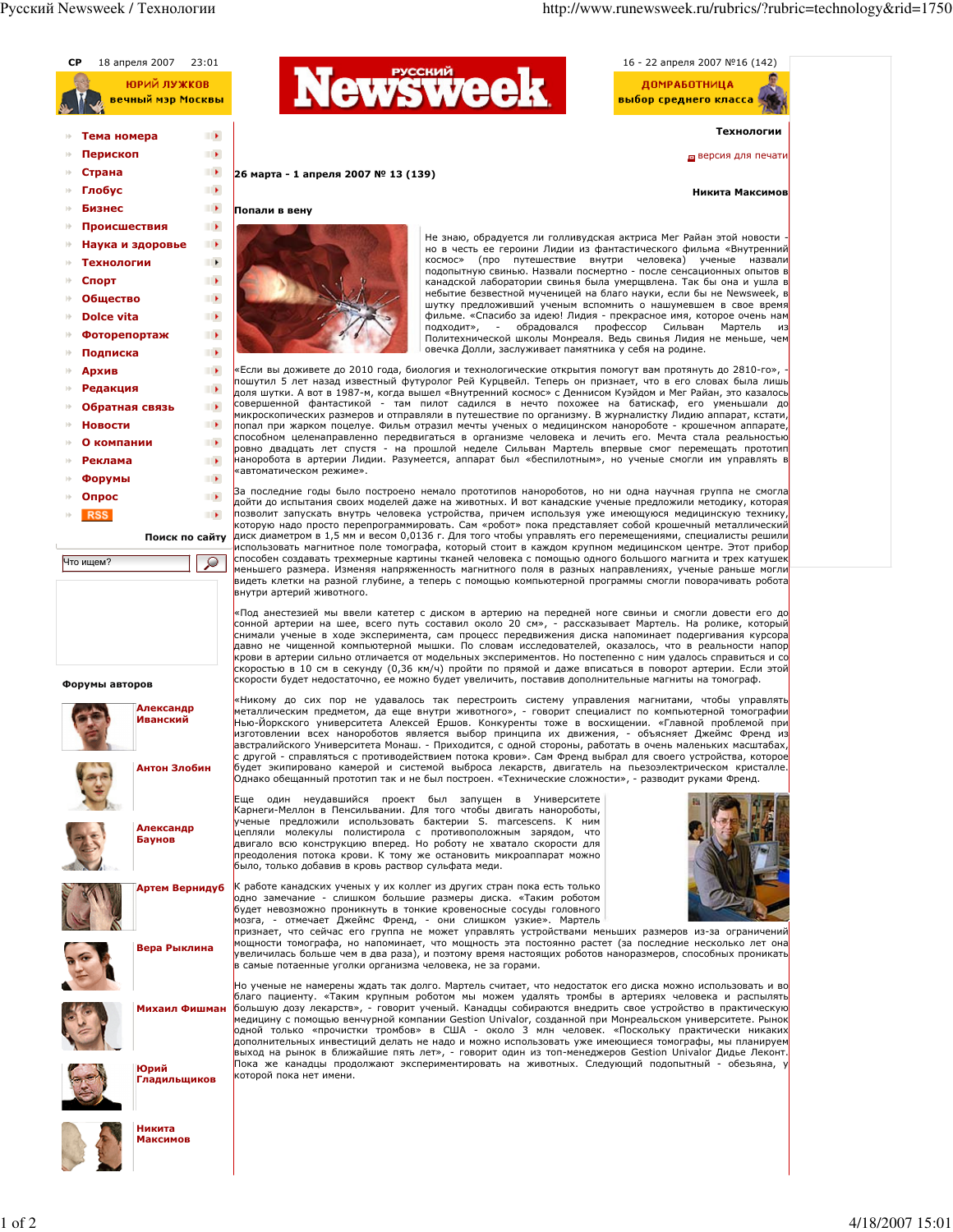Технологии

26 марта - 1 апреля 2007 № 13 (139)

Никита Максимов

## Попали в вену

Не знаю, обрадуется ли голливудская актриса Мег Райан этой новости - но в честь ее героини Лидии из фантастического фильма «Внутренний космос» (про путешествие внутри человека) ученые назвали подопытную свинью. Назвали посмертно - после сенсационных опытов в канадской лаборатории свинья была умерщвлена. Так бы она и ушла в небытие безвестной мученицей на благо науки, если бы не Newsweek, в шутку предложивший ученым вспомнить о нашумевшем в свое время фильме. «Спасибо за идею! Лидия - прекрасное имя, которое очень нам подходит», - обрадовался профессор Сильван Мартель из Политехнической школы Монреаля. Ведь свинья Лидия не меньше, чем овечка Долли, заслуживает памятника у себя на родине.

«Если вы доживете до 2010 года, биология и технологические открытия помогут вам протянуть до 2810-го», - пошутил 5 лет назад известный футуролог Рей Курцвейл. Теперь он признает, что в его словах была лишь доля шутки. А вот в 1987-м, когда вышел «Внутренний космос» с Деннисом Куэйдом и Мег Райан, это казалось совершенной фантастикой - там пилот садился в нечто похожее на батискаф, его уменьшали до микроскопических размеров и отправляли в путешествие по организму. В журналистку Лидию аппарат, кстати, попал при жарком поцелуе. Фильм отразил мечты ученых о медицинском нанороботе - крошечном аппарате, способном целенаправленно передвигаться в организме человека и лечить его. Мечта стала реальностью ровно двадцать лет спустя - на прошлой неделе Сильван Мартель впервые смог перемещать прототип наноробота в артерии Лидии. Разумеется, аппарат был «беспилотным», но ученые смогли им управлять в «автоматическом режиме».

За последние годы было построено немало прототипов нанороботов, но ни одна научная группа не смогла дойти до испытания своих моделей даже на животных. И вот канадские ученые предложили методику, которая позволит запускать внутрь человека устройства, причем используя уже имеющуюся медицинскую технику, которую надо просто перепрограммировать. Сам «робот» пока представляет собой крошечный металлический диск диаметром в 1,5 мм и весом 0,0136 г. Для того чтобы управлять его перемещениями, специалисты решили использовать магнитное поле томографа, который стоит в каждом крупном медицинском центре. Этот прибор способен создавать трехмерные картины тканей человека с помощью одного большого магнита и трех катушек меньшего размера. Изменяя напряженность магнитного поля в разных направлениях, ученые раньше могли видеть клетки на разной глубине, а теперь с помощью компьютерной программы смогли поворачивать робота внутри артерий животного.

«Под анестезией мы ввели катетер с диском в артерию на передней ноге свиньи и смогли довести его до сонной артерии на шее, всего путь составил около 20 см», - рассказывает Мартель. На ролике, который снимали ученые в ходе эксперимента, сам процесс передвижения диска напоминает подергивания курсора давно не чищенной компьютерной мышки. По словам исследователей, оказалось, что в реальности напор крови в артерии сильно отличается от модельных экспериментов. Но постепенно с ним удалось справиться и со скоростью в 10 см в секунду (0,36 км/ч) пройти по прямой и даже вписаться в поворот артерии. Если этой скорости будет недостаточно, ее можно будет увеличить, поставив дополнительные магниты на томограф.

«Никому до сих пор не удавалось так перестроить систему управления магнитами, чтобы управлять металлическим предметом, да еще внутри животного», - говорит специалист по компьютерной томографии Нью-Йоркского университета Алексей Ершов. Конкуренты тоже в восхищении. «Главной проблемой при изготовлении всех нанороботов является выбор принципа их движения, - объясняет Джеймс Френд из австралийского Университета Монаш. - Приходится, с одной стороны, работать в очень маленьких масштабах, с другой - справляться с противодействием потока крови». Сам Френд выбрал для своего устройства, которое будет экипировано камерой и системой выброса лекарств, двигатель на пьезоэлектрическом кристалле. Однако обещанный прототип так и не был построен. «Технические сложности», - разводит руками Френд.

Еще один неудавшийся проект был запущен в Университете Карнеги-Меллон в Пенсильвании. Для того чтобы двигать нанороботы, ученые предложили использовать бактерии S. marcescens. К ним цепляли молекулы полистирола с противоположным зарядом, что двигало всю конструкцию вперед. Но роботу не хватало скорости для преодоления потока крови. К тому же остановить микроаппарат можно было, только добавив в кровь раствор сульфата меди.

К работе канадских ученых у их коллег из других стран пока есть только одно замечание - слишком большие размеры диска. «Таким роботом будет невозможно проникнуть в тонкие кровеносные сосуды головного мозга, - отмечает Джеймс Френд, - они слишком узкие». Мартель признает, что сейчас его группа не может управлять устройствами меньших размеров из-за ограничений мощности томографа, но напоминает, что мощность эта постоянно растет (за последние несколько лет она увеличилась больше чем в два раза), и поэтому время настоящих роботов наноразмеров, способных проникать в самые потаенные уголки организма человека, не за горами.

Но ученые не намерены ждать так долго. Мартель считает, что недостаток его диска можно использовать и во благо пациенту. «Таким крупным роботом мы можем удалять тромбы в артериях человека и распылять большую дозу лекарств», - говорит ученый. Канадцы собираются внедрить свое устройство в практическую медицину с помощью венчурной компании Gestion Univalor, созданной при Монреальском университете. Рынок одной только «прочистки тромбов» в США - около 3 млн человек. «Поскольку практически никаких дополнительных инвестиций делать не надо и можно использовать уже имеющиеся томографы, мы планируем выход на рынок в ближайшие пять лет», - говорит один из топ-менеджеров Gestion Univalor Диди Леконт. Пока же канадцы продолжают экспериментировать на животных. Следующий подопытный - обезьяна, у которой пока нет имени.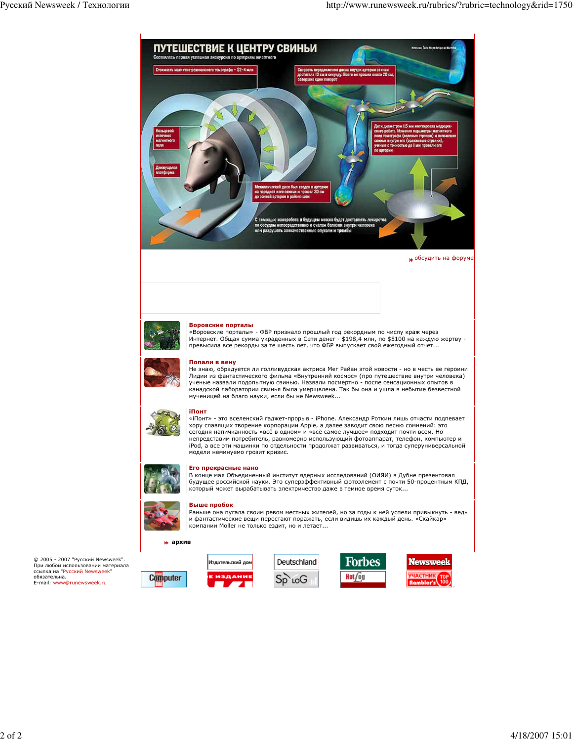# ПУТЕШЕСТВИЕ К ЦЕНТРУ СВИНЬИ

Состоялась первая успешная экскурсия по артериям животного

Стоимость магнитно-резонансного томографа – $2–4 млн

Скорость передвижения диска внутри артерии свиньи достигала 10 см в секунду. Всего он прошел около 20 см, совершив один поворот

Кольцевой источник магнитного поля

Движущаяся платформа

Диск диаметром 1,5 мм имитировал медицинского робота. Изменяя параметры магнитного поля томографа (зеленые стрелки) и положение свиньи внутри его (оранжевые стрелки), ученые с точностью до 1 мм провели его по артерии

Металлический диск был введен в артерию на передней ноге свиньи и прошел 20 см до сонной артерии в районе шеи

С помощью нанороботов в будущем можно будут доставлять лекарства по сосудам непосредственно к очагам болезни внутри человека или разрушать злокачественные опухоли и тромбы

обсудить на форуме

**Воровские порталы**
«Воровские порталы» - ФБР признало прошлый год рекордным по числу краж через Интернет. Общая сумма украденных в Сети денег - $198,4 млн, по $5100 на каждую жертву - превысила все рекорды за те шесть лет, что ФБР выпускает свой ежегодный отчет...

**Попали в вену**
Не знаю, обрадуется ли голливудская актриса Мег Райан этой новости - но в честь ее героини Лидии из фантастического фильма «Внутренний космос» (про путешествие внутри человека) ученые назвали подопытную свинью. Назвали посмертно - после сенсационных опытов в канадской лаборатории свинья была умерщвлена. Так бы она и ушла в небытие безвестной мученицей на благо науки, если бы не Newsweek...

**iПонт**
«iПонт» - это вселенский гаджет-прорыв - iPhone. Александр Роткин лишь отчасти подпевает хору славящих творение корпорации Apple, а далее заводит свою песню сомнений: это сегодня напичканность «всё в одном» и «всё самое лучшее» подходит почти всем. Но непредставим потребитель, равномерно использующий фотоаппарат, телефон, компьютер и iPod, а все эти машинки по отдельности продолжат развиваться, и тогда суперуниверсальной модели неминуемо грозит кризис.

**Его прекрасные нано**
В конце мая Объединенный институт ядерных исследований (ОИЯИ) в Дубне презентовал будущее российской науки. Это суперэффективный фотоэлемент с почти 50-процентным КПД, который может вырабатывать электричество даже в темное время суток...

**Выше пробок**
Раньше она пугала своим ревом местных жителей, но за годы к ней успели привыкнуть - ведь и фантастические вещи перестают поражать, если видишь их каждый день. «Скайкар» компании Moller не только ездит, но и летает...

архив

© 2005 - 2007 "Русский Newsweek".
При любом использовании материала ссылка на "Русский Newsweek" обязательна.
E-mail: www@runewsweek.ru